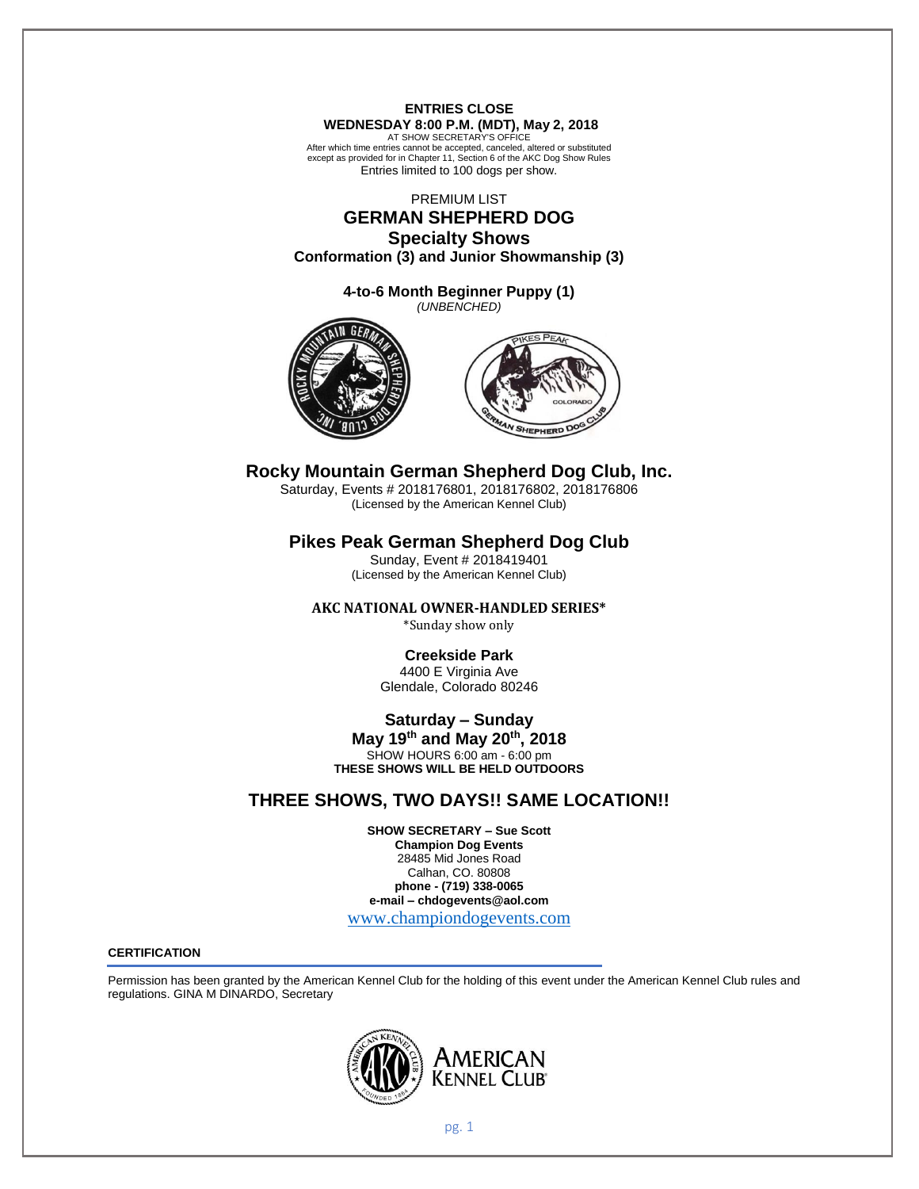**ENTRIES CLOSE**
**WEDNESDAY 8:00 P.M. (MDT), May 2, 2018**
AT SHOW SECRETARY'S OFFICE
After which time entries cannot be accepted, canceled, altered or substituted except as provided for in Chapter 11, Section 6 of the AKC Dog Show Rules
Entries limited to 100 dogs per show.

PREMIUM LIST

# GERMAN SHEPHERD DOG
## Specialty Shows
**Conformation (3) and Junior Showmanship (3)**

**4-to-6 Month Beginner Puppy (1)**
*(UNBENCHED)*

## Rocky Mountain German Shepherd Dog Club, Inc.
Saturday, Events # 2018176801, 2018176802, 2018176806
(Licensed by the American Kennel Club)

## Pikes Peak German Shepherd Dog Club
Sunday, Event # 2018419401
(Licensed by the American Kennel Club)

**AKC NATIONAL OWNER-HANDLED SERIES***
*Sunday show only

**Creekside Park**
4400 E Virginia Ave
Glendale, Colorado 80246

**Saturday – Sunday**
**May 19th and May 20th, 2018**
SHOW HOURS 6:00 am - 6:00 pm
**THESE SHOWS WILL BE HELD OUTDOORS**

## THREE SHOWS, TWO DAYS!! SAME LOCATION!!

**SHOW SECRETARY – Sue Scott**
**Champion Dog Events**
28485 Mid Jones Road
Calhan, CO. 80808
**phone - (719) 338-0065**
**e-mail – chdogevents@aol.com**
www.championdogevents.com

**CERTIFICATION**

Permission has been granted by the American Kennel Club for the holding of this event under the American Kennel Club rules and regulations. GINA M DINARDO, Secretary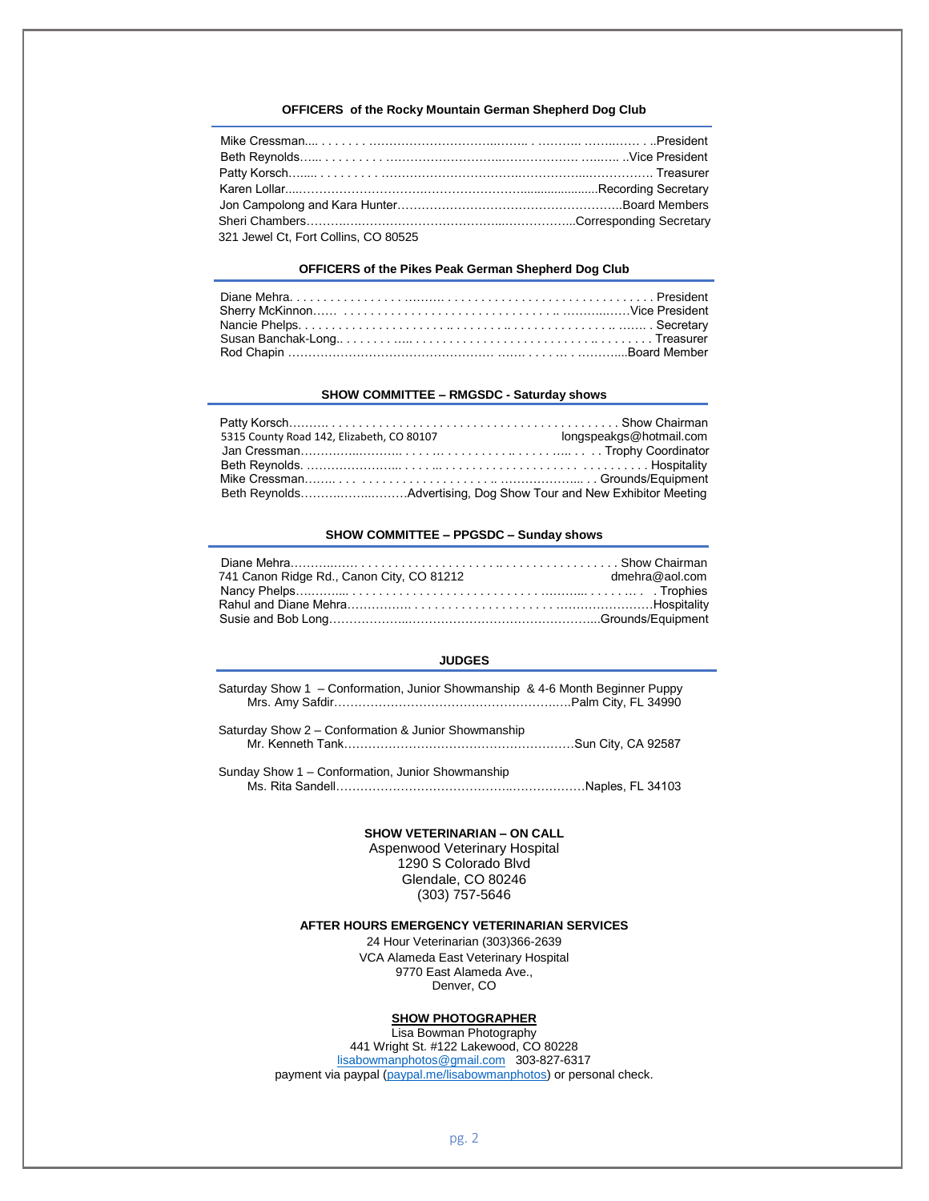### OFFICERS of the Rocky Mountain German Shepherd Dog Club

Mike Cressman.... . . . . . . . ..................................... . .......... .......... . . .President
Beth Reynolds...... . . . . . . . . . .................................................... .......... ..Vice President
Patty Korsch....... . . . . . . . . . .................................................................... Treasurer
Karen Lollar.....................................................................................Recording Secretary
Jon Campolong and Kara Hunter...................................................Board Members
Sheri Chambers...................................................................Corresponding Secretary
321 Jewel Ct, Fort Collins, CO 80525

### OFFICERS of the Pikes Peak German Shepherd Dog Club

Diane Mehra. . . . . . . . . . . . . . . . . ......... . . . . . . . . . . . . . . . . . . . . . . . . . . . . . . President
Sherry McKinnon...... . . . . . . . . . . . . . . . . . . . . . . . . . . . . . . .. ..................Vice President
Nancie Phelps. . . . . . . . . . . . . . . . . . . . . . .. . . . . . . . . . . . . . . . . . . . . . . .. ....... . Secretary
Susan Banchak-Long.. . . . . . . . ..... . . . . . . . . . . . . . . . . . . . . . . . . . . . . . . . .. . . . . . . . . Treasurer
Rod Chapin ...................................................... ....... . . . . .. . ............Board Member

### SHOW COMMITTEE – RMGSDC - Saturday shows

Patty Korsch.......... . . . . . . . . . . . . . . . . . . . . . . . . . . . . . . . . . . . . . . . . . . . . Show Chairman
5315 County Road 142, Elizabeth, CO 80107 longspeakgs@hotmail.com
Jan Cressman........................... . . . . .. . . . . . . . . . .. . . . . . .... . . . . Trophy Coordinator
Beth Reynolds. ....................... . . . . .. . . . . . . . . . . . . . . . . . . . . . . . . . . . . Hospitality
Mike Cressman........ . . . . . . . . . . . . . . . . . . . . . . .. ..................... . . Grounds/Equipment
Beth Reynolds.........................Advertising, Dog Show Tour and New Exhibitor Meeting

### SHOW COMMITTEE – PPGSDC - Sunday shows

Diane Mehra................ . . . . . . . . . . . . . . . . . . . . . .. . . . . . . . . . . . . . . . . Show Chairman
741 Canon Ridge Rd., Canon City, CO 81212 dmehra@aol.com
Nancy Phelps............. . . . . . . . . . . . . . . . . . . . . . . . . . . . . ........... . . . . . . . . . Trophies
Rahul and Diane Mehra................ . . . . . . . . . . . . . . . . . . . . . ........................Hospitality
Susie and Bob Long.......................................................................Grounds/Equipment

### JUDGES

Saturday Show 1 – Conformation, Junior Showmanship & 4-6 Month Beginner Puppy
Mrs. Amy Safdir..........................................................Palm City, FL 34990

Saturday Show 2 – Conformation & Junior Showmanship
Mr. Kenneth Tank.......................................................Sun City, CA 92587

Sunday Show 1 – Conformation, Junior Showmanship
Ms. Rita Sandell..............................................................Naples, FL 34103

**SHOW VETERINARIAN – ON CALL**
Aspenwood Veterinary Hospital
1290 S Colorado Blvd
Glendale, CO 80246
(303) 757-5646

**AFTER HOURS EMERGENCY VETERINARIAN SERVICES**
24 Hour Veterinarian (303)366-2639
VCA Alameda East Veterinary Hospital
9770 East Alameda Ave.,
Denver, CO

**SHOW PHOTOGRAPHER**
Lisa Bowman Photography
441 Wright St. #122 Lakewood, CO 80228
lisabowmanphotos@gmail.com 303-827-6317
payment via paypal (paypal.me/lisabowmanphotos) or personal check.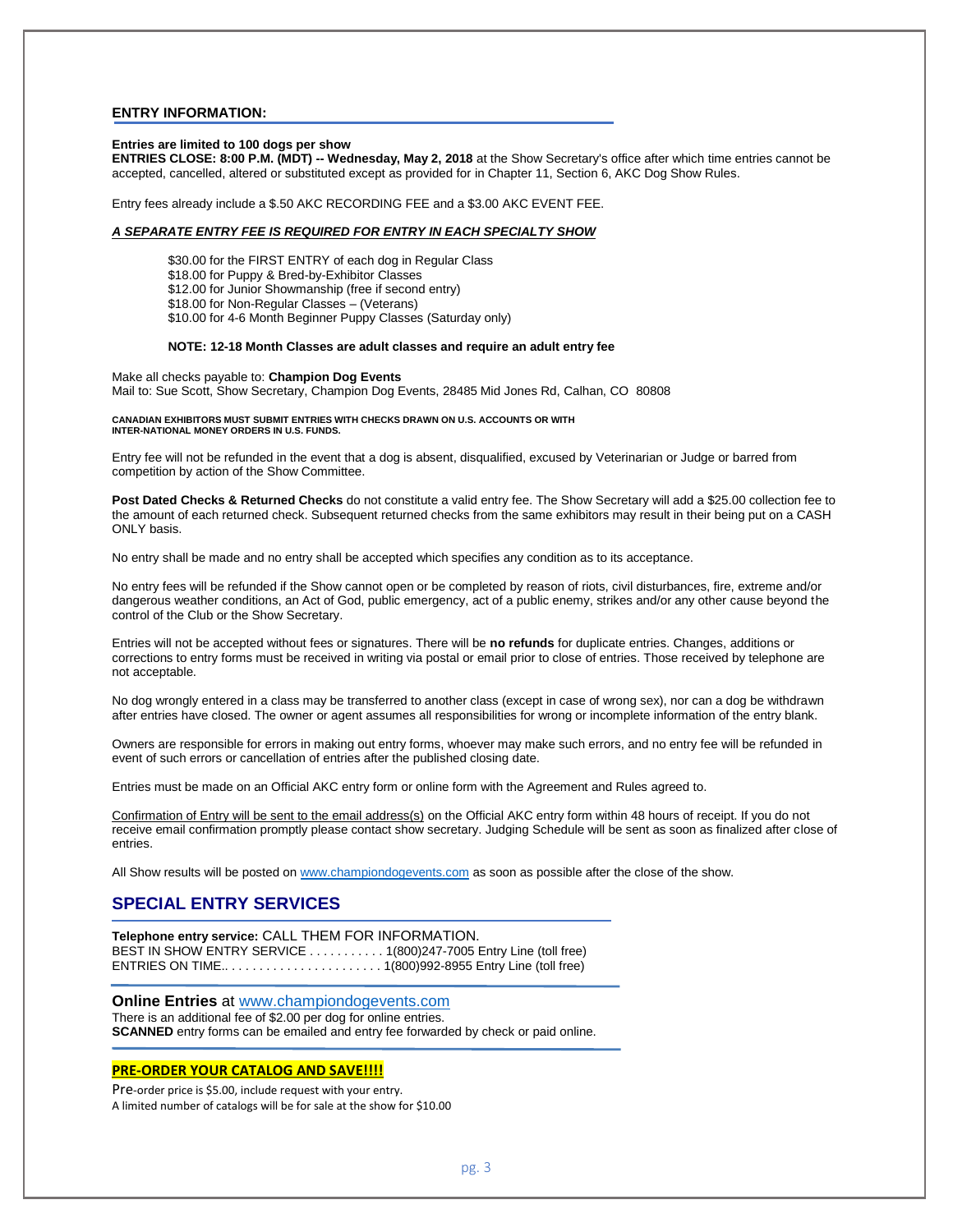## ENTRY INFORMATION:

**Entries are limited to 100 dogs per show**
**ENTRIES CLOSE: 8:00 P.M. (MDT) -- Wednesday, May 2, 2018** at the Show Secretary's office after which time entries cannot be accepted, cancelled, altered or substituted except as provided for in Chapter 11, Section 6, AKC Dog Show Rules.

Entry fees already include a $.50 AKC RECORDING FEE and a $3.00 AKC EVENT FEE.

***A SEPARATE ENTRY FEE IS REQUIRED FOR ENTRY IN EACH SPECIALTY SHOW***

$30.00 for the FIRST ENTRY of each dog in Regular Class
$18.00 for Puppy & Bred-by-Exhibitor Classes
$12.00 for Junior Showmanship (free if second entry)
$18.00 for Non-Regular Classes – (Veterans)
$10.00 for 4-6 Month Beginner Puppy Classes (Saturday only)

**NOTE: 12-18 Month Classes are adult classes and require an adult entry fee**

Make all checks payable to: **Champion Dog Events**
Mail to: Sue Scott, Show Secretary, Champion Dog Events, 28485 Mid Jones Rd, Calhan, CO 80808

**CANADIAN EXHIBITORS MUST SUBMIT ENTRIES WITH CHECKS DRAWN ON U.S. ACCOUNTS OR WITH INTER-NATIONAL MONEY ORDERS IN U.S. FUNDS.**

Entry fee will not be refunded in the event that a dog is absent, disqualified, excused by Veterinarian or Judge or barred from competition by action of the Show Committee.

**Post Dated Checks & Returned Checks** do not constitute a valid entry fee. The Show Secretary will add a $25.00 collection fee to the amount of each returned check. Subsequent returned checks from the same exhibitors may result in their being put on a CASH ONLY basis.

No entry shall be made and no entry shall be accepted which specifies any condition as to its acceptance.

No entry fees will be refunded if the Show cannot open or be completed by reason of riots, civil disturbances, fire, extreme and/or dangerous weather conditions, an Act of God, public emergency, act of a public enemy, strikes and/or any other cause beyond the control of the Club or the Show Secretary.

Entries will not be accepted without fees or signatures. There will be **no refunds** for duplicate entries. Changes, additions or corrections to entry forms must be received in writing via postal or email prior to close of entries. Those received by telephone are not acceptable.

No dog wrongly entered in a class may be transferred to another class (except in case of wrong sex), nor can a dog be withdrawn after entries have closed. The owner or agent assumes all responsibilities for wrong or incomplete information of the entry blank.

Owners are responsible for errors in making out entry forms, whoever may make such errors, and no entry fee will be refunded in event of such errors or cancellation of entries after the published closing date.

Entries must be made on an Official AKC entry form or online form with the Agreement and Rules agreed to.

Confirmation of Entry will be sent to the email address(s) on the Official AKC entry form within 48 hours of receipt. If you do not receive email confirmation promptly please contact show secretary. Judging Schedule will be sent as soon as finalized after close of entries.

All Show results will be posted on www.championdogevents.com as soon as possible after the close of the show.

## SPECIAL ENTRY SERVICES

**Telephone entry service:** CALL THEM FOR INFORMATION.
BEST IN SHOW ENTRY SERVICE . . . . . . . . . . . 1(800)247-7005 Entry Line (toll free)
ENTRIES ON TIME.. . . . . . . . . . . . . . . . . . . . . . 1(800)992-8955 Entry Line (toll free)

**Online Entries** at www.championdogevents.com
There is an additional fee of $2.00 per dog for online entries.
**SCANNED** entry forms can be emailed and entry fee forwarded by check or paid online.

**PRE-ORDER YOUR CATALOG AND SAVE!!!!**

Pre-order price is $5.00, include request with your entry.
A limited number of catalogs will be for sale at the show for $10.00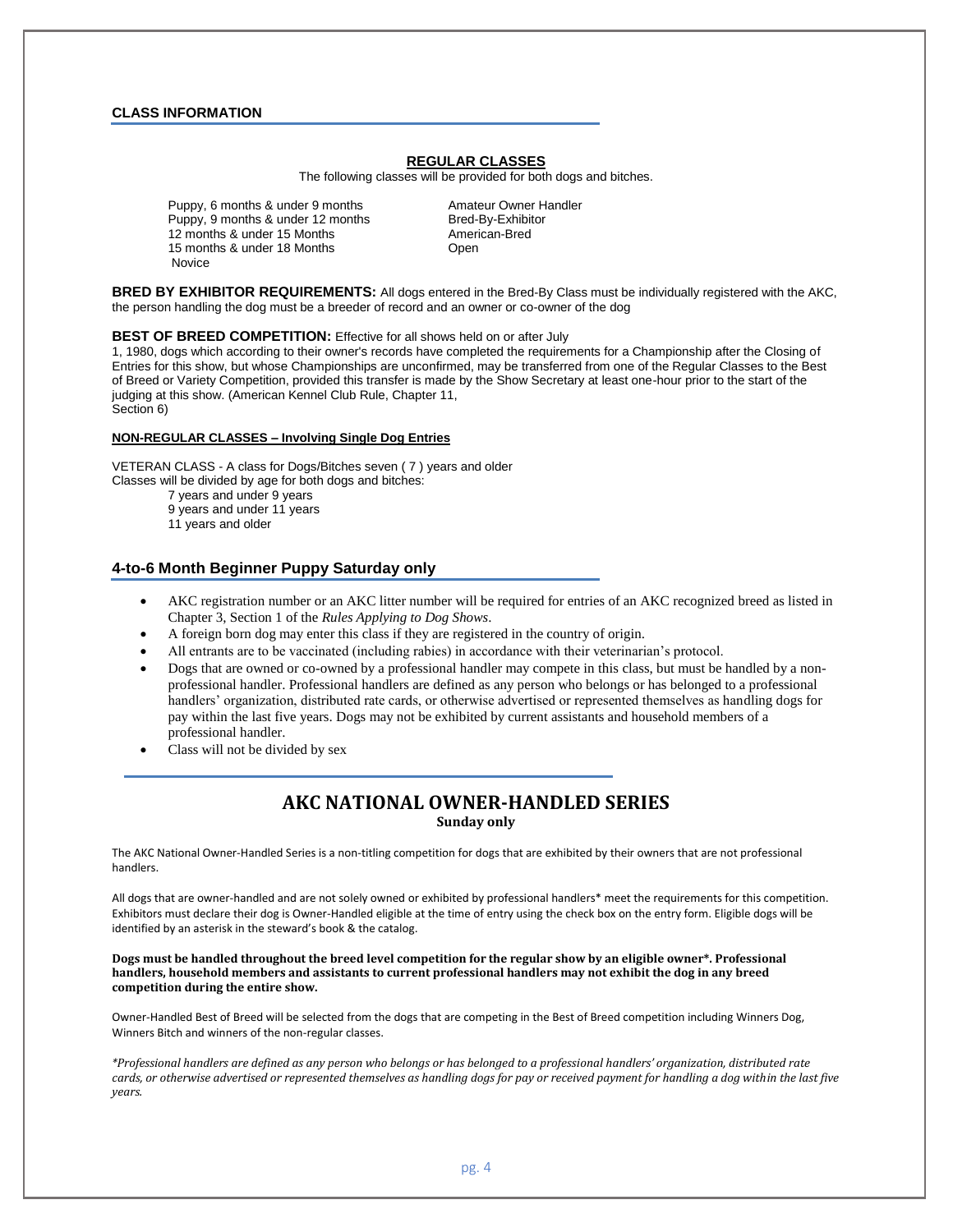## CLASS INFORMATION

### REGULAR CLASSES

The following classes will be provided for both dogs and bitches.

- Puppy, 6 months & under 9 months
- Puppy, 9 months & under 12 months
- 12 months & under 15 Months
- 15 months & under 18 Months
- Novice
- Amateur Owner Handler
- Bred-By-Exhibitor
- American-Bred
- Open

**BRED BY EXHIBITOR REQUIREMENTS:** All dogs entered in the Bred-By Class must be individually registered with the AKC, the person handling the dog must be a breeder of record and an owner or co-owner of the dog

**BEST OF BREED COMPETITION:** Effective for all shows held on or after July 1, 1980, dogs which according to their owner's records have completed the requirements for a Championship after the Closing of Entries for this show, but whose Championships are unconfirmed, may be transferred from one of the Regular Classes to the Best of Breed or Variety Competition, provided this transfer is made by the Show Secretary at least one-hour prior to the start of the judging at this show. (American Kennel Club Rule, Chapter 11, Section 6)

**NON-REGULAR CLASSES – Involving Single Dog Entries**

VETERAN CLASS - A class for Dogs/Bitches seven ( 7 ) years and older
Classes will be divided by age for both dogs and bitches:

- 7 years and under 9 years
- 9 years and under 11 years
- 11 years and older

## 4-to-6 Month Beginner Puppy Saturday only

- AKC registration number or an AKC litter number will be required for entries of an AKC recognized breed as listed in Chapter 3, Section 1 of the *Rules Applying to Dog Shows*.
- A foreign born dog may enter this class if they are registered in the country of origin.
- All entrants are to be vaccinated (including rabies) in accordance with their veterinarian's protocol.
- Dogs that are owned or co-owned by a professional handler may compete in this class, but must be handled by a non-professional handler. Professional handlers are defined as any person who belongs or has belonged to a professional handlers' organization, distributed rate cards, or otherwise advertised or represented themselves as handling dogs for pay within the last five years. Dogs may not be exhibited by current assistants and household members of a professional handler.
- Class will not be divided by sex

## AKC NATIONAL OWNER-HANDLED SERIES

**Sunday only**

The AKC National Owner-Handled Series is a non-titling competition for dogs that are exhibited by their owners that are not professional handlers.

All dogs that are owner-handled and are not solely owned or exhibited by professional handlers* meet the requirements for this competition. Exhibitors must declare their dog is Owner-Handled eligible at the time of entry using the check box on the entry form. Eligible dogs will be identified by an asterisk in the steward's book & the catalog.

**Dogs must be handled throughout the breed level competition for the regular show by an eligible owner*. Professional handlers, household members and assistants to current professional handlers may not exhibit the dog in any breed competition during the entire show.**

Owner-Handled Best of Breed will be selected from the dogs that are competing in the Best of Breed competition including Winners Dog, Winners Bitch and winners of the non-regular classes.

*\*Professional handlers are defined as any person who belongs or has belonged to a professional handlers' organization, distributed rate cards, or otherwise advertised or represented themselves as handling dogs for pay or received payment for handling a dog within the last five years.*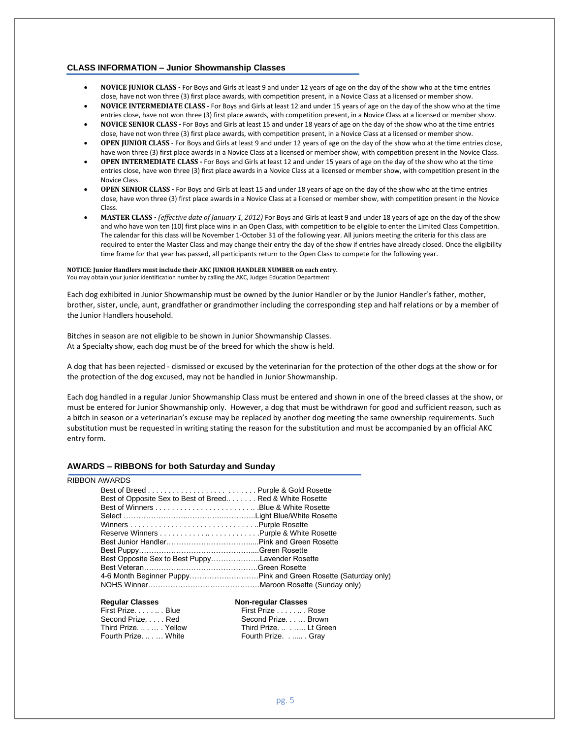## CLASS INFORMATION – Junior Showmanship Classes

- **NOVICE JUNIOR CLASS -** For Boys and Girls at least 9 and under 12 years of age on the day of the show who at the time entries close, have not won three (3) first place awards, with competition present, in a Novice Class at a licensed or member show.
- **NOVICE INTERMEDIATE CLASS -** For Boys and Girls at least 12 and under 15 years of age on the day of the show who at the time entries close, have not won three (3) first place awards, with competition present, in a Novice Class at a licensed or member show.
- **NOVICE SENIOR CLASS -** For Boys and Girls at least 15 and under 18 years of age on the day of the show who at the time entries close, have not won three (3) first place awards, with competition present, in a Novice Class at a licensed or member show.
- **OPEN JUNIOR CLASS -** For Boys and Girls at least 9 and under 12 years of age on the day of the show who at the time entries close, have won three (3) first place awards in a Novice Class at a licensed or member show, with competition present in the Novice Class.
- **OPEN INTERMEDIATE CLASS -** For Boys and Girls at least 12 and under 15 years of age on the day of the show who at the time entries close, have won three (3) first place awards in a Novice Class at a licensed or member show, with competition present in the Novice Class.
- **OPEN SENIOR CLASS -** For Boys and Girls at least 15 and under 18 years of age on the day of the show who at the time entries close, have won three (3) first place awards in a Novice Class at a licensed or member show, with competition present in the Novice Class.
- **MASTER CLASS -** *(effective date of January 1, 2012)* For Boys and Girls at least 9 and under 18 years of age on the day of the show and who have won ten (10) first place wins in an Open Class, with competition to be eligible to enter the Limited Class Competition. The calendar for this class will be November 1-October 31 of the following year. All juniors meeting the criteria for this class are required to enter the Master Class and may change their entry the day of the show if entries have already closed. Once the eligibility time frame for that year has passed, all participants return to the Open Class to compete for the following year.

**NOTICE: Junior Handlers must include their AKC JUNIOR HANDLER NUMBER on each entry.**
You may obtain your junior identification number by calling the AKC, Judges Education Department

Each dog exhibited in Junior Showmanship must be owned by the Junior Handler or by the Junior Handler's father, mother, brother, sister, uncle, aunt, grandfather or grandmother including the corresponding step and half relations or by a member of the Junior Handlers household.

Bitches in season are not eligible to be shown in Junior Showmanship Classes.
At a Specialty show, each dog must be of the breed for which the show is held.

A dog that has been rejected - dismissed or excused by the veterinarian for the protection of the other dogs at the show or for the protection of the dog excused, may not be handled in Junior Showmanship.

Each dog handled in a regular Junior Showmanship Class must be entered and shown in one of the breed classes at the show, or must be entered for Junior Showmanship only. However, a dog that must be withdrawn for good and sufficient reason, such as a bitch in season or a veterinarian's excuse may be replaced by another dog meeting the same ownership requirements. Such substitution must be requested in writing stating the reason for the substitution and must be accompanied by an official AKC entry form.

## AWARDS – RIBBONS for both Saturday and Sunday

RIBBON AWARDS

| Award | Ribbon |
|---|---|
| Best of Breed | Purple & Gold Rosette |
| Best of Opposite Sex to Best of Breed | Red & White Rosette |
| Best of Winners | Blue & White Rosette |
| Select | Light Blue/White Rosette |
| Winners | Purple Rosette |
| Reserve Winners | Purple & White Rosette |
| Best Junior Handler | Pink and Green Rosette |
| Best Puppy | Green Rosette |
| Best Opposite Sex to Best Puppy | Lavender Rosette |
| Best Veteran | Green Rosette |
| 4-6 Month Beginner Puppy | Pink and Green Rosette (Saturday only) |
| NOHS Winner | Maroon Rosette (Sunday only) |

| Place | Regular Classes | Non-regular Classes |
|---|---|---|
| First Prize | Blue | Rose |
| Second Prize | Red | Brown |
| Third Prize | Yellow | Lt Green |
| Fourth Prize | White | Gray |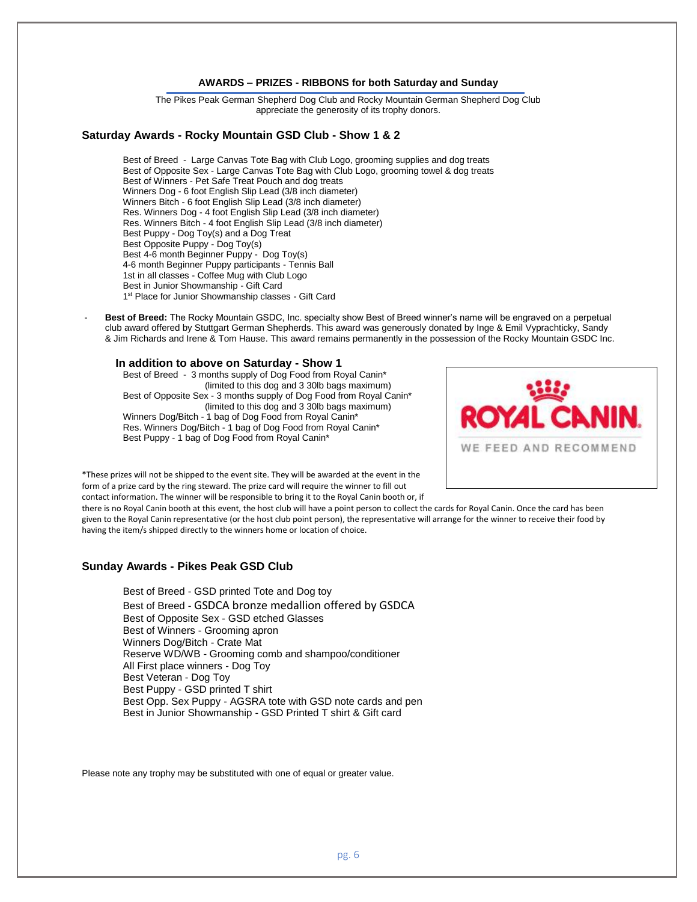## AWARDS – PRIZES - RIBBONS for both Saturday and Sunday

The Pikes Peak German Shepherd Dog Club and Rocky Mountain German Shepherd Dog Club appreciate the generosity of its trophy donors.

### Saturday Awards - Rocky Mountain GSD Club - Show 1 & 2

Best of Breed - Large Canvas Tote Bag with Club Logo, grooming supplies and dog treats
Best of Opposite Sex - Large Canvas Tote Bag with Club Logo, grooming towel & dog treats
Best of Winners - Pet Safe Treat Pouch and dog treats
Winners Dog - 6 foot English Slip Lead (3/8 inch diameter)
Winners Bitch - 6 foot English Slip Lead (3/8 inch diameter)
Res. Winners Dog - 4 foot English Slip Lead (3/8 inch diameter)
Res. Winners Bitch - 4 foot English Slip Lead (3/8 inch diameter)
Best Puppy - Dog Toy(s) and a Dog Treat
Best Opposite Puppy - Dog Toy(s)
Best 4-6 month Beginner Puppy - Dog Toy(s)
4-6 month Beginner Puppy participants - Tennis Ball
1st in all classes - Coffee Mug with Club Logo
Best in Junior Showmanship - Gift Card
1st Place for Junior Showmanship classes - Gift Card

- **Best of Breed:** The Rocky Mountain GSDC, Inc. specialty show Best of Breed winner's name will be engraved on a perpetual club award offered by Stuttgart German Shepherds. This award was generously donated by Inge & Emil Vyprachticky, Sandy & Jim Richards and Irene & Tom Hause. This award remains permanently in the possession of the Rocky Mountain GSDC Inc.

#### In addition to above on Saturday - Show 1

Best of Breed - 3 months supply of Dog Food from Royal Canin*
(limited to this dog and 3 30lb bags maximum)
Best of Opposite Sex - 3 months supply of Dog Food from Royal Canin*
(limited to this dog and 3 30lb bags maximum)
Winners Dog/Bitch - 1 bag of Dog Food from Royal Canin*
Res. Winners Dog/Bitch - 1 bag of Dog Food from Royal Canin*
Best Puppy - 1 bag of Dog Food from Royal Canin*

ROYAL CANIN. WE FEED AND RECOMMEND

*These prizes will not be shipped to the event site. They will be awarded at the event in the form of a prize card by the ring steward. The prize card will require the winner to fill out contact information. The winner will be responsible to bring it to the Royal Canin booth or, if there is no Royal Canin booth at this event, the host club will have a point person to collect the cards for Royal Canin. Once the card has been given to the Royal Canin representative (or the host club point person), the representative will arrange for the winner to receive their food by having the item/s shipped directly to the winners home or location of choice.

### Sunday Awards - Pikes Peak GSD Club

Best of Breed - GSD printed Tote and Dog toy
Best of Breed - GSDCA bronze medallion offered by GSDCA
Best of Opposite Sex - GSD etched Glasses
Best of Winners - Grooming apron
Winners Dog/Bitch - Crate Mat
Reserve WD/WB - Grooming comb and shampoo/conditioner
All First place winners - Dog Toy
Best Veteran - Dog Toy
Best Puppy - GSD printed T shirt
Best Opp. Sex Puppy - AGSRA tote with GSD note cards and pen
Best in Junior Showmanship - GSD Printed T shirt & Gift card

Please note any trophy may be substituted with one of equal or greater value.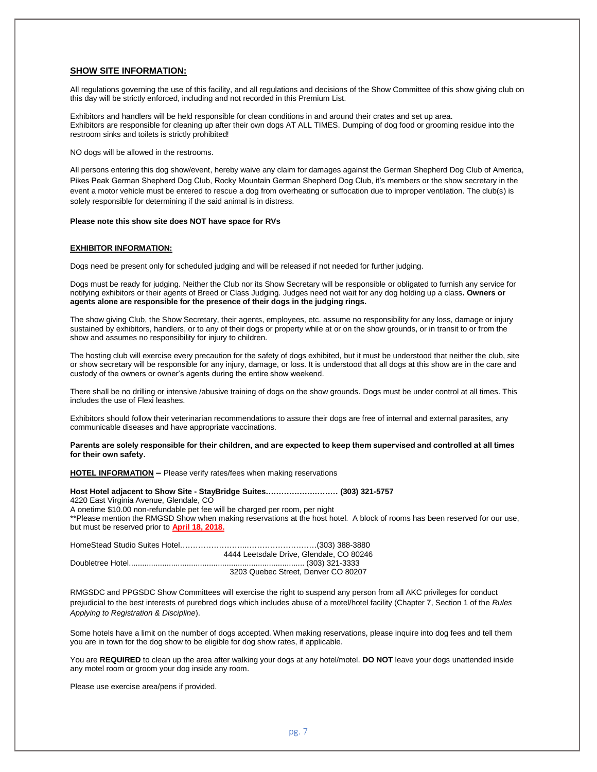## SHOW SITE INFORMATION:

All regulations governing the use of this facility, and all regulations and decisions of the Show Committee of this show giving club on this day will be strictly enforced, including and not recorded in this Premium List.

Exhibitors and handlers will be held responsible for clean conditions in and around their crates and set up area.
Exhibitors are responsible for cleaning up after their own dogs AT ALL TIMES. Dumping of dog food or grooming residue into the restroom sinks and toilets is strictly prohibited!

NO dogs will be allowed in the restrooms.

All persons entering this dog show/event, hereby waive any claim for damages against the German Shepherd Dog Club of America, Pikes Peak German Shepherd Dog Club, Rocky Mountain German Shepherd Dog Club, it's members or the show secretary in the event a motor vehicle must be entered to rescue a dog from overheating or suffocation due to improper ventilation. The club(s) is solely responsible for determining if the said animal is in distress.

**Please note this show site does NOT have space for RVs**

### EXHIBITOR INFORMATION:

Dogs need be present only for scheduled judging and will be released if not needed for further judging.

Dogs must be ready for judging. Neither the Club nor its Show Secretary will be responsible or obligated to furnish any service for notifying exhibitors or their agents of Breed or Class Judging. Judges need not wait for any dog holding up a class**. Owners or agents alone are responsible for the presence of their dogs in the judging rings.**

The show giving Club, the Show Secretary, their agents, employees, etc. assume no responsibility for any loss, damage or injury sustained by exhibitors, handlers, or to any of their dogs or property while at or on the show grounds, or in transit to or from the show and assumes no responsibility for injury to children.

The hosting club will exercise every precaution for the safety of dogs exhibited, but it must be understood that neither the club, site or show secretary will be responsible for any injury, damage, or loss. It is understood that all dogs at this show are in the care and custody of the owners or owner's agents during the entire show weekend.

There shall be no drilling or intensive /abusive training of dogs on the show grounds. Dogs must be under control at all times. This includes the use of Flexi leashes.

Exhibitors should follow their veterinarian recommendations to assure their dogs are free of internal and external parasites, any communicable diseases and have appropriate vaccinations.

**Parents are solely responsible for their children, and are expected to keep them supervised and controlled at all times for their own safety.**

**HOTEL INFORMATION –** Please verify rates/fees when making reservations

**Host Hotel adjacent to Show Site - StayBridge Suites……………………… (303) 321-5757**
4220 East Virginia Avenue, Glendale, CO
A onetime $10.00 non-refundable pet fee will be charged per room, per night
**Please mention the RMGSD Show when making reservations at the host hotel. A block of rooms has been reserved for our use, but must be reserved prior to **April 18, 2018.**

HomeStead Studio Suites Hotel………………………………………………(303) 388-3880
4444 Leetsdale Drive, Glendale, CO 80246
Doubletree Hotel............................................................................. (303) 321-3333
3203 Quebec Street, Denver CO 80207

RMGSDC and PPGSDC Show Committees will exercise the right to suspend any person from all AKC privileges for conduct prejudicial to the best interests of purebred dogs which includes abuse of a motel/hotel facility (Chapter 7, Section 1 of the *Rules Applying to Registration & Discipline*).

Some hotels have a limit on the number of dogs accepted. When making reservations, please inquire into dog fees and tell them you are in town for the dog show to be eligible for dog show rates, if applicable.

You are **REQUIRED** to clean up the area after walking your dogs at any hotel/motel. **DO NOT** leave your dogs unattended inside any motel room or groom your dog inside any room.

Please use exercise area/pens if provided.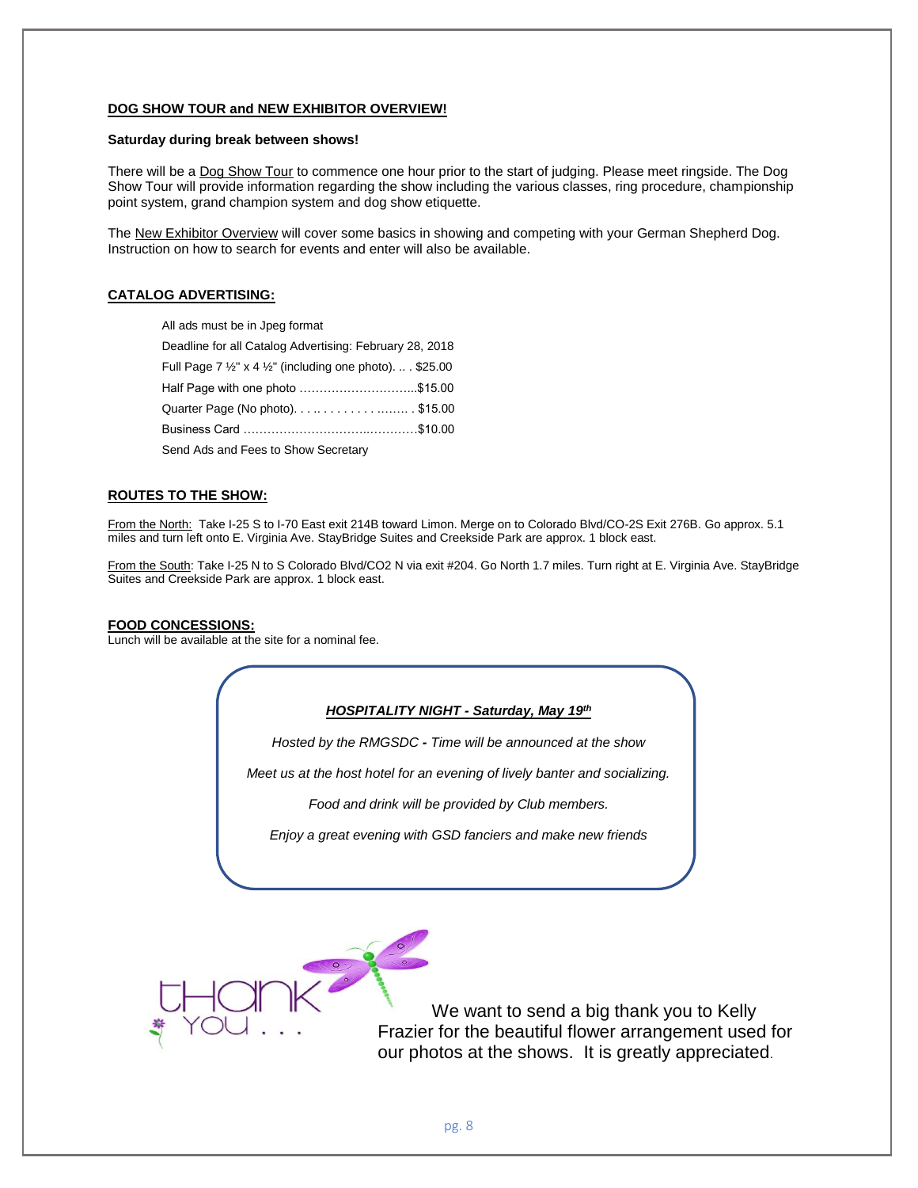## DOG SHOW TOUR and NEW EXHIBITOR OVERVIEW!

**Saturday during break between shows!**

There will be a Dog Show Tour to commence one hour prior to the start of judging. Please meet ringside. The Dog Show Tour will provide information regarding the show including the various classes, ring procedure, championship point system, grand champion system and dog show etiquette.

The New Exhibitor Overview will cover some basics in showing and competing with your German Shepherd Dog. Instruction on how to search for events and enter will also be available.

## CATALOG ADVERTISING:

All ads must be in Jpeg format

Deadline for all Catalog Advertising: February 28, 2018

Full Page 7 ½" x 4 ½" (including one photo). .. . $25.00

Half Page with one photo ………………………...$15.00

Quarter Page (No photo). . . .. . . . . . . . . ..…... . $15.00

Business Card ……………………….…..………$10.00

Send Ads and Fees to Show Secretary

## ROUTES TO THE SHOW:

From the North: Take I-25 S to I-70 East exit 214B toward Limon. Merge on to Colorado Blvd/CO-2S Exit 276B. Go approx. 5.1 miles and turn left onto E. Virginia Ave. StayBridge Suites and Creekside Park are approx. 1 block east.

From the South: Take I-25 N to S Colorado Blvd/CO2 N via exit #204. Go North 1.7 miles. Turn right at E. Virginia Ave. StayBridge Suites and Creekside Park are approx. 1 block east.

## FOOD CONCESSIONS:

Lunch will be available at the site for a nominal fee.

***HOSPITALITY NIGHT - Saturday, May 19th***

*Hosted by the RMGSDC - Time will be announced at the show*

*Meet us at the host hotel for an evening of lively banter and socializing.*

*Food and drink will be provided by Club members.*

*Enjoy a great evening with GSD fanciers and make new friends*

thank you . . .

We want to send a big thank you to Kelly Frazier for the beautiful flower arrangement used for our photos at the shows. It is greatly appreciated.